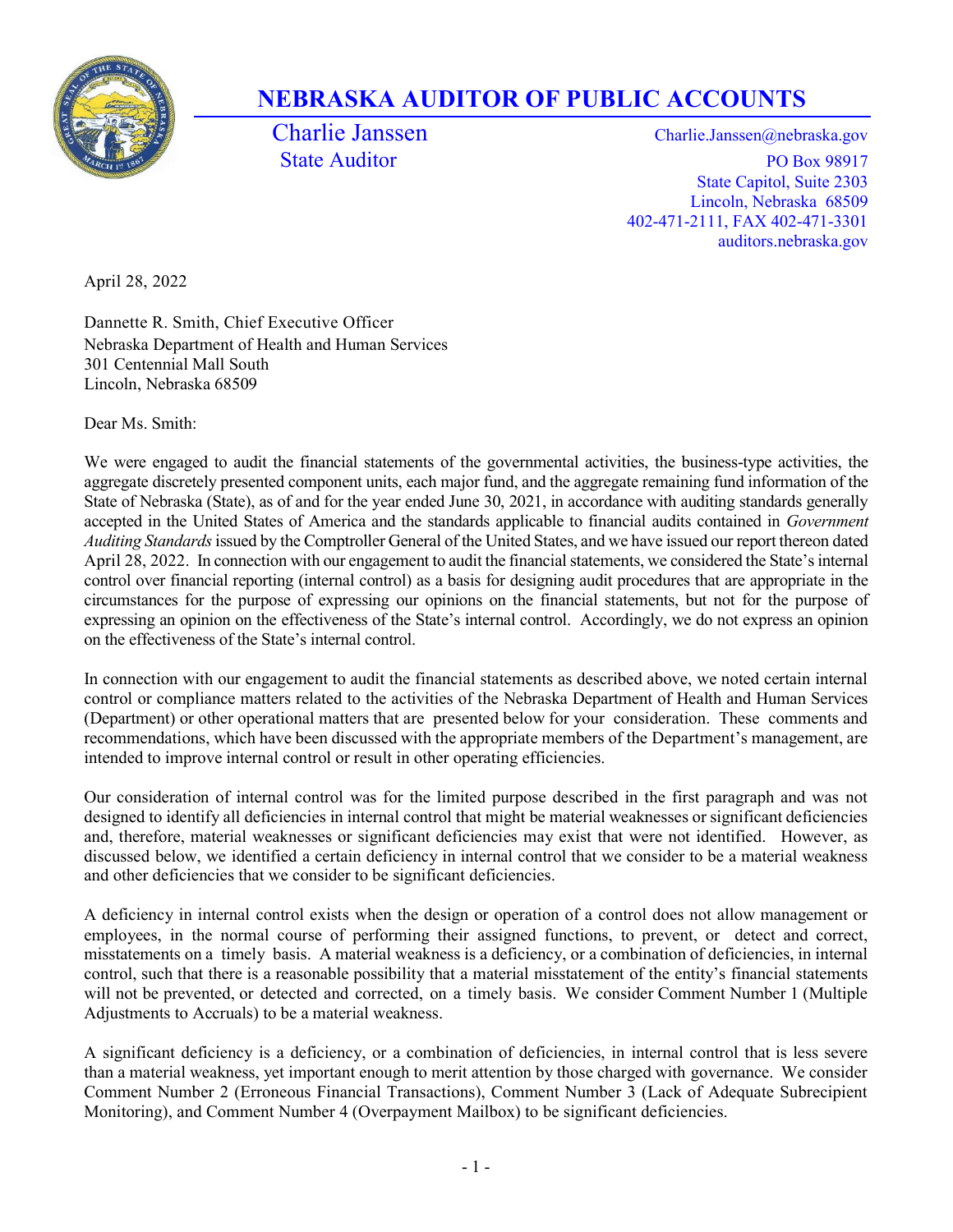# NEBRASKA AUDITOR OF PUBLIC ACCOUNTS

Charlie Janssen
State Auditor

Charlie.Janssen@nebraska.gov
PO Box 98917
State Capitol, Suite 2303
Lincoln, Nebraska 68509
402-471-2111, FAX 402-471-3301
auditors.nebraska.gov

April 28, 2022

Dannette R. Smith, Chief Executive Officer
Nebraska Department of Health and Human Services
301 Centennial Mall South
Lincoln, Nebraska 68509

Dear Ms. Smith:

We were engaged to audit the financial statements of the governmental activities, the business-type activities, the aggregate discretely presented component units, each major fund, and the aggregate remaining fund information of the State of Nebraska (State), as of and for the year ended June 30, 2021, in accordance with auditing standards generally accepted in the United States of America and the standards applicable to financial audits contained in *Government Auditing Standards* issued by the Comptroller General of the United States, and we have issued our report thereon dated April 28, 2022. In connection with our engagement to audit the financial statements, we considered the State's internal control over financial reporting (internal control) as a basis for designing audit procedures that are appropriate in the circumstances for the purpose of expressing our opinions on the financial statements, but not for the purpose of expressing an opinion on the effectiveness of the State's internal control. Accordingly, we do not express an opinion on the effectiveness of the State's internal control.

In connection with our engagement to audit the financial statements as described above, we noted certain internal control or compliance matters related to the activities of the Nebraska Department of Health and Human Services (Department) or other operational matters that are presented below for your consideration. These comments and recommendations, which have been discussed with the appropriate members of the Department's management, are intended to improve internal control or result in other operating efficiencies.

Our consideration of internal control was for the limited purpose described in the first paragraph and was not designed to identify all deficiencies in internal control that might be material weaknesses or significant deficiencies and, therefore, material weaknesses or significant deficiencies may exist that were not identified. However, as discussed below, we identified a certain deficiency in internal control that we consider to be a material weakness and other deficiencies that we consider to be significant deficiencies.

A deficiency in internal control exists when the design or operation of a control does not allow management or employees, in the normal course of performing their assigned functions, to prevent, or detect and correct, misstatements on a timely basis. A material weakness is a deficiency, or a combination of deficiencies, in internal control, such that there is a reasonable possibility that a material misstatement of the entity's financial statements will not be prevented, or detected and corrected, on a timely basis. We consider Comment Number 1 (Multiple Adjustments to Accruals) to be a material weakness.

A significant deficiency is a deficiency, or a combination of deficiencies, in internal control that is less severe than a material weakness, yet important enough to merit attention by those charged with governance. We consider Comment Number 2 (Erroneous Financial Transactions), Comment Number 3 (Lack of Adequate Subrecipient Monitoring), and Comment Number 4 (Overpayment Mailbox) to be significant deficiencies.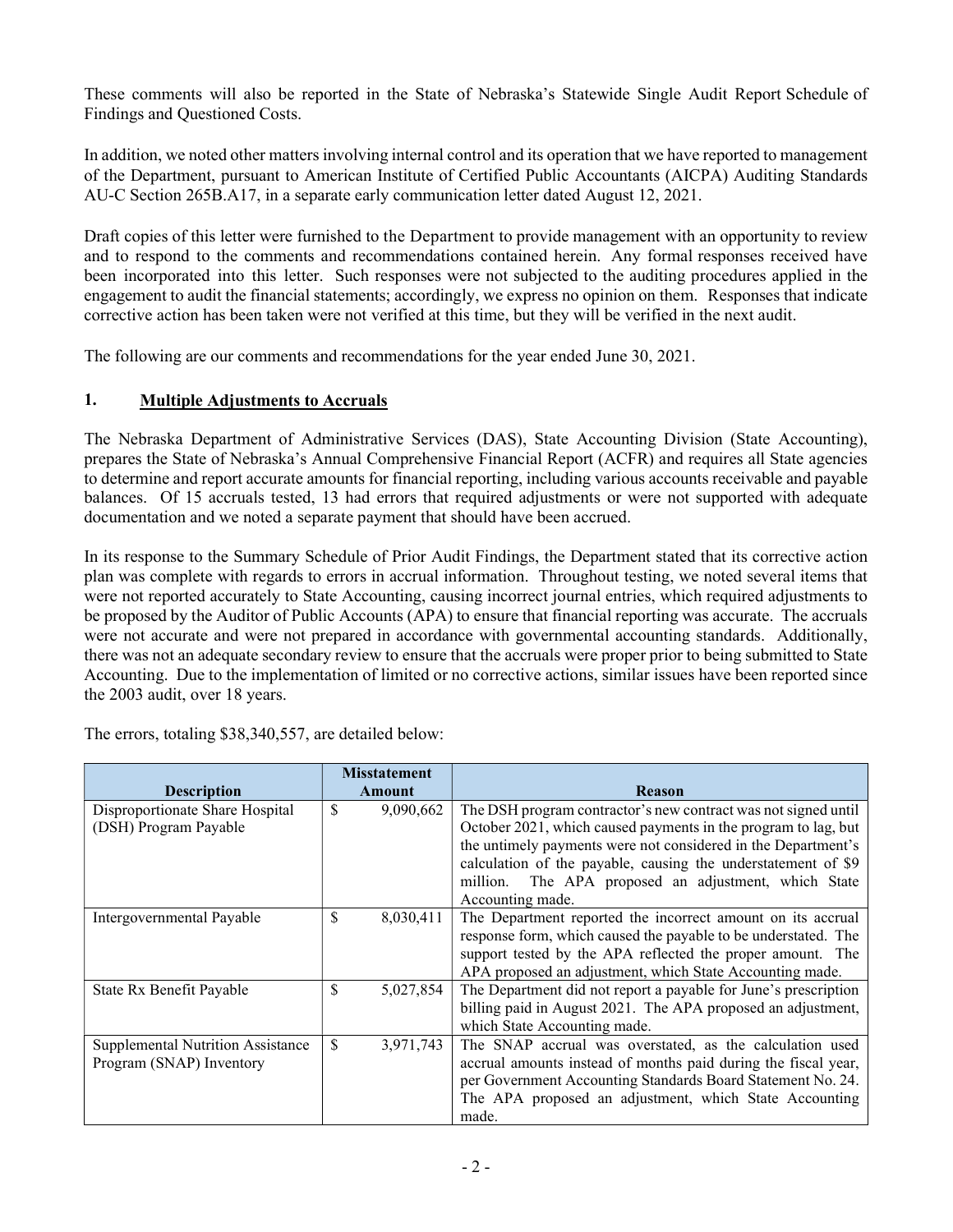These comments will also be reported in the State of Nebraska's Statewide Single Audit Report Schedule of Findings and Questioned Costs.

In addition, we noted other matters involving internal control and its operation that we have reported to management of the Department, pursuant to American Institute of Certified Public Accountants (AICPA) Auditing Standards AU-C Section 265B.A17, in a separate early communication letter dated August 12, 2021.

Draft copies of this letter were furnished to the Department to provide management with an opportunity to review and to respond to the comments and recommendations contained herein. Any formal responses received have been incorporated into this letter. Such responses were not subjected to the auditing procedures applied in the engagement to audit the financial statements; accordingly, we express no opinion on them. Responses that indicate corrective action has been taken were not verified at this time, but they will be verified in the next audit.

The following are our comments and recommendations for the year ended June 30, 2021.

## 1. Multiple Adjustments to Accruals

The Nebraska Department of Administrative Services (DAS), State Accounting Division (State Accounting), prepares the State of Nebraska's Annual Comprehensive Financial Report (ACFR) and requires all State agencies to determine and report accurate amounts for financial reporting, including various accounts receivable and payable balances. Of 15 accruals tested, 13 had errors that required adjustments or were not supported with adequate documentation and we noted a separate payment that should have been accrued.

In its response to the Summary Schedule of Prior Audit Findings, the Department stated that its corrective action plan was complete with regards to errors in accrual information. Throughout testing, we noted several items that were not reported accurately to State Accounting, causing incorrect journal entries, which required adjustments to be proposed by the Auditor of Public Accounts (APA) to ensure that financial reporting was accurate. The accruals were not accurate and were not prepared in accordance with governmental accounting standards. Additionally, there was not an adequate secondary review to ensure that the accruals were proper prior to being submitted to State Accounting. Due to the implementation of limited or no corrective actions, similar issues have been reported since the 2003 audit, over 18 years.

The errors, totaling $38,340,557, are detailed below:

| Description | Misstatement Amount | Reason |
|---|---|---|
| Disproportionate Share Hospital (DSH) Program Payable | $ 9,090,662 | The DSH program contractor's new contract was not signed until October 2021, which caused payments in the program to lag, but the untimely payments were not considered in the Department's calculation of the payable, causing the understatement of $9 million. The APA proposed an adjustment, which State Accounting made. |
| Intergovernmental Payable | $ 8,030,411 | The Department reported the incorrect amount on its accrual response form, which caused the payable to be understated. The support tested by the APA reflected the proper amount. The APA proposed an adjustment, which State Accounting made. |
| State Rx Benefit Payable | $ 5,027,854 | The Department did not report a payable for June's prescription billing paid in August 2021. The APA proposed an adjustment, which State Accounting made. |
| Supplemental Nutrition Assistance Program (SNAP) Inventory | $ 3,971,743 | The SNAP accrual was overstated, as the calculation used accrual amounts instead of months paid during the fiscal year, per Government Accounting Standards Board Statement No. 24. The APA proposed an adjustment, which State Accounting made. |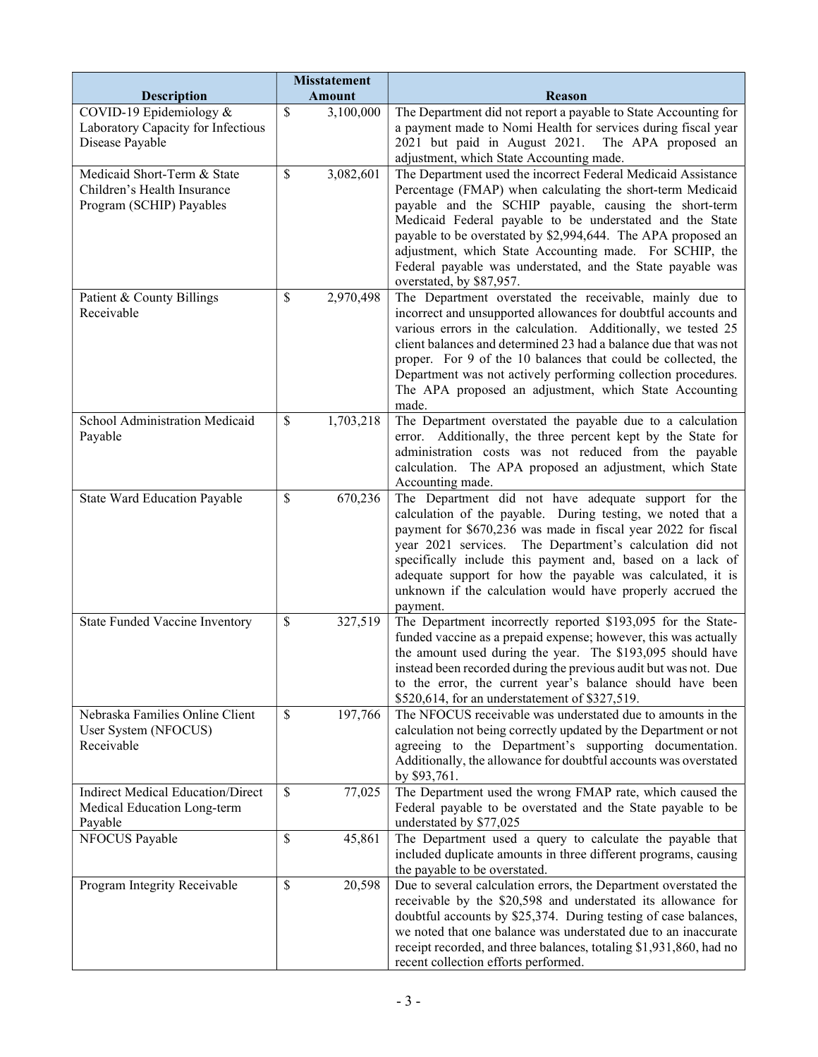| Description | Misstatement Amount | Reason |
| --- | --- | --- |
| COVID-19 Epidemiology & Laboratory Capacity for Infectious Disease Payable | $ 3,100,000 | The Department did not report a payable to State Accounting for a payment made to Nomi Health for services during fiscal year 2021 but paid in August 2021. The APA proposed an adjustment, which State Accounting made. |
| Medicaid Short-Term & State Children's Health Insurance Program (SCHIP) Payables | $ 3,082,601 | The Department used the incorrect Federal Medicaid Assistance Percentage (FMAP) when calculating the short-term Medicaid payable and the SCHIP payable, causing the short-term Medicaid Federal payable to be understated and the State payable to be overstated by $2,994,644. The APA proposed an adjustment, which State Accounting made. For SCHIP, the Federal payable was understated, and the State payable was overstated, by $87,957. |
| Patient & County Billings Receivable | $ 2,970,498 | The Department overstated the receivable, mainly due to incorrect and unsupported allowances for doubtful accounts and various errors in the calculation. Additionally, we tested 25 client balances and determined 23 had a balance due that was not proper. For 9 of the 10 balances that could be collected, the Department was not actively performing collection procedures. The APA proposed an adjustment, which State Accounting made. |
| School Administration Medicaid Payable | $ 1,703,218 | The Department overstated the payable due to a calculation error. Additionally, the three percent kept by the State for administration costs was not reduced from the payable calculation. The APA proposed an adjustment, which State Accounting made. |
| State Ward Education Payable | $ 670,236 | The Department did not have adequate support for the calculation of the payable. During testing, we noted that a payment for $670,236 was made in fiscal year 2022 for fiscal year 2021 services. The Department's calculation did not specifically include this payment and, based on a lack of adequate support for how the payable was calculated, it is unknown if the calculation would have properly accrued the payment. |
| State Funded Vaccine Inventory | $ 327,519 | The Department incorrectly reported $193,095 for the State-funded vaccine as a prepaid expense; however, this was actually the amount used during the year. The $193,095 should have instead been recorded during the previous audit but was not. Due to the error, the current year's balance should have been $520,614, for an understatement of $327,519. |
| Nebraska Families Online Client User System (NFOCUS) Receivable | $ 197,766 | The NFOCUS receivable was understated due to amounts in the calculation not being correctly updated by the Department or not agreeing to the Department's supporting documentation. Additionally, the allowance for doubtful accounts was overstated by $93,761. |
| Indirect Medical Education/Direct Medical Education Long-term Payable | $ 77,025 | The Department used the wrong FMAP rate, which caused the Federal payable to be overstated and the State payable to be understated by $77,025 |
| NFOCUS Payable | $ 45,861 | The Department used a query to calculate the payable that included duplicate amounts in three different programs, causing the payable to be overstated. |
| Program Integrity Receivable | $ 20,598 | Due to several calculation errors, the Department overstated the receivable by the $20,598 and understated its allowance for doubtful accounts by $25,374. During testing of case balances, we noted that one balance was understated due to an inaccurate receipt recorded, and three balances, totaling $1,931,860, had no recent collection efforts performed. |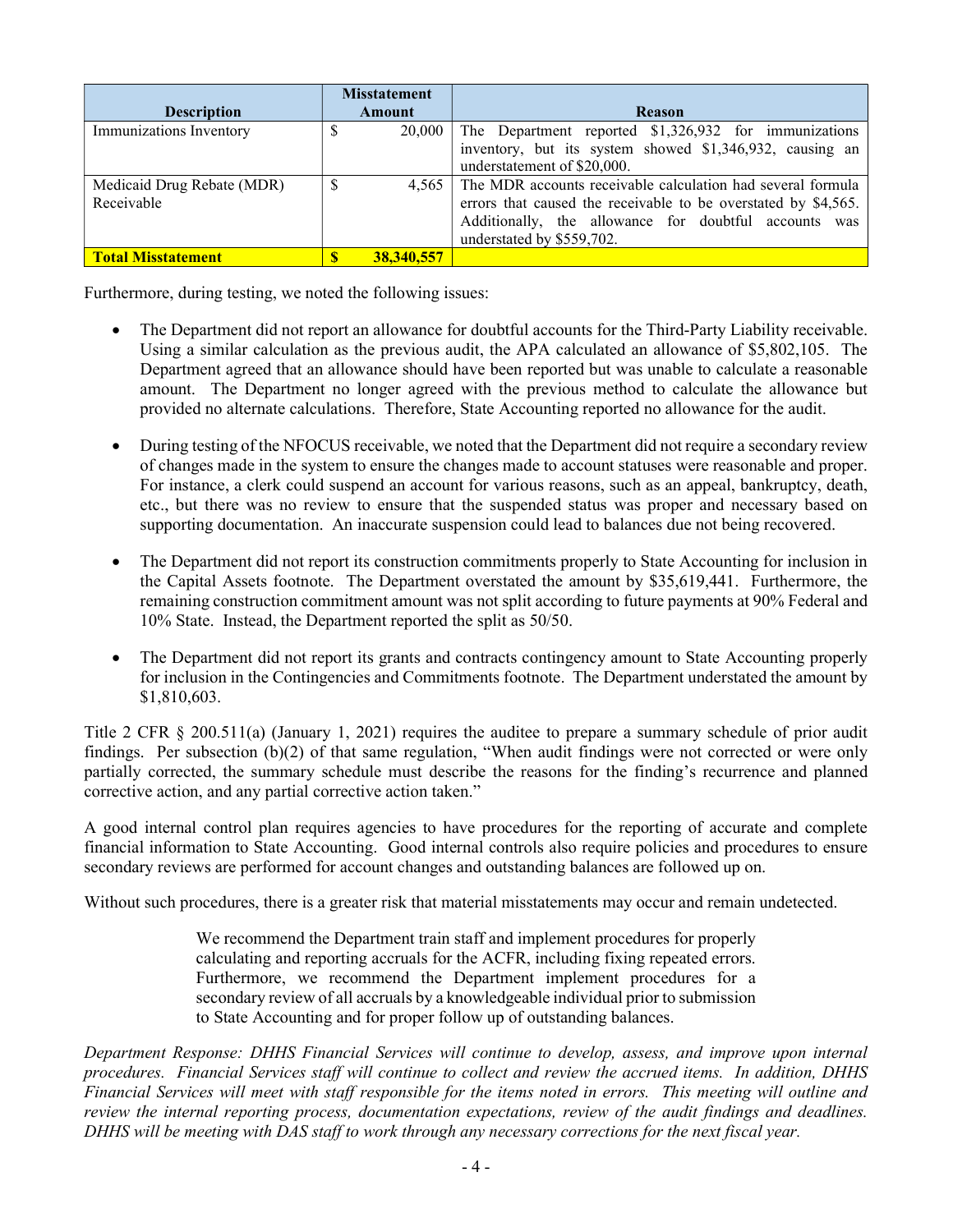| Description | Misstatement Amount | Reason |
| --- | --- | --- |
| Immunizations Inventory | $ 20,000 | The Department reported $1,326,932 for immunizations inventory, but its system showed $1,346,932, causing an understatement of $20,000. |
| Medicaid Drug Rebate (MDR) Receivable | $ 4,565 | The MDR accounts receivable calculation had several formula errors that caused the receivable to be overstated by $4,565. Additionally, the allowance for doubtful accounts was understated by $559,702. |
| **Total Misstatement** | **$ 38,340,557** | |

Furthermore, during testing, we noted the following issues:

- The Department did not report an allowance for doubtful accounts for the Third-Party Liability receivable. Using a similar calculation as the previous audit, the APA calculated an allowance of $5,802,105. The Department agreed that an allowance should have been reported but was unable to calculate a reasonable amount. The Department no longer agreed with the previous method to calculate the allowance but provided no alternate calculations. Therefore, State Accounting reported no allowance for the audit.

- During testing of the NFOCUS receivable, we noted that the Department did not require a secondary review of changes made in the system to ensure the changes made to account statuses were reasonable and proper. For instance, a clerk could suspend an account for various reasons, such as an appeal, bankruptcy, death, etc., but there was no review to ensure that the suspended status was proper and necessary based on supporting documentation. An inaccurate suspension could lead to balances due not being recovered.

- The Department did not report its construction commitments properly to State Accounting for inclusion in the Capital Assets footnote. The Department overstated the amount by $35,619,441. Furthermore, the remaining construction commitment amount was not split according to future payments at 90% Federal and 10% State. Instead, the Department reported the split as 50/50.

- The Department did not report its grants and contracts contingency amount to State Accounting properly for inclusion in the Contingencies and Commitments footnote. The Department understated the amount by $1,810,603.

Title 2 CFR § 200.511(a) (January 1, 2021) requires the auditee to prepare a summary schedule of prior audit findings. Per subsection (b)(2) of that same regulation, "When audit findings were not corrected or were only partially corrected, the summary schedule must describe the reasons for the finding's recurrence and planned corrective action, and any partial corrective action taken."

A good internal control plan requires agencies to have procedures for the reporting of accurate and complete financial information to State Accounting. Good internal controls also require policies and procedures to ensure secondary reviews are performed for account changes and outstanding balances are followed up on.

Without such procedures, there is a greater risk that material misstatements may occur and remain undetected.

> We recommend the Department train staff and implement procedures for properly calculating and reporting accruals for the ACFR, including fixing repeated errors. Furthermore, we recommend the Department implement procedures for a secondary review of all accruals by a knowledgeable individual prior to submission to State Accounting and for proper follow up of outstanding balances.

*Department Response: DHHS Financial Services will continue to develop, assess, and improve upon internal procedures. Financial Services staff will continue to collect and review the accrued items. In addition, DHHS Financial Services will meet with staff responsible for the items noted in errors. This meeting will outline and review the internal reporting process, documentation expectations, review of the audit findings and deadlines. DHHS will be meeting with DAS staff to work through any necessary corrections for the next fiscal year.*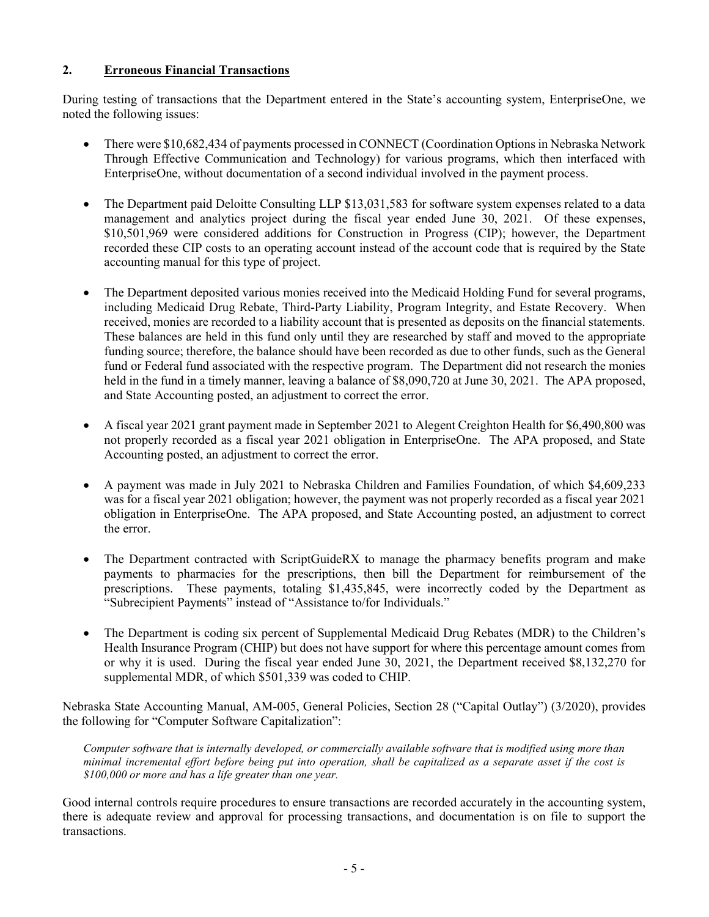## 2. <u>Erroneous Financial Transactions</u>

During testing of transactions that the Department entered in the State's accounting system, EnterpriseOne, we noted the following issues:

- There were $10,682,434 of payments processed in CONNECT (Coordination Options in Nebraska Network Through Effective Communication and Technology) for various programs, which then interfaced with EnterpriseOne, without documentation of a second individual involved in the payment process.
- The Department paid Deloitte Consulting LLP $13,031,583 for software system expenses related to a data management and analytics project during the fiscal year ended June 30, 2021. Of these expenses, $10,501,969 were considered additions for Construction in Progress (CIP); however, the Department recorded these CIP costs to an operating account instead of the account code that is required by the State accounting manual for this type of project.
- The Department deposited various monies received into the Medicaid Holding Fund for several programs, including Medicaid Drug Rebate, Third-Party Liability, Program Integrity, and Estate Recovery. When received, monies are recorded to a liability account that is presented as deposits on the financial statements. These balances are held in this fund only until they are researched by staff and moved to the appropriate funding source; therefore, the balance should have been recorded as due to other funds, such as the General fund or Federal fund associated with the respective program. The Department did not research the monies held in the fund in a timely manner, leaving a balance of $8,090,720 at June 30, 2021. The APA proposed, and State Accounting posted, an adjustment to correct the error.
- A fiscal year 2021 grant payment made in September 2021 to Alegent Creighton Health for $6,490,800 was not properly recorded as a fiscal year 2021 obligation in EnterpriseOne. The APA proposed, and State Accounting posted, an adjustment to correct the error.
- A payment was made in July 2021 to Nebraska Children and Families Foundation, of which $4,609,233 was for a fiscal year 2021 obligation; however, the payment was not properly recorded as a fiscal year 2021 obligation in EnterpriseOne. The APA proposed, and State Accounting posted, an adjustment to correct the error.
- The Department contracted with ScriptGuideRX to manage the pharmacy benefits program and make payments to pharmacies for the prescriptions, then bill the Department for reimbursement of the prescriptions. These payments, totaling $1,435,845, were incorrectly coded by the Department as "Subrecipient Payments" instead of "Assistance to/for Individuals."
- The Department is coding six percent of Supplemental Medicaid Drug Rebates (MDR) to the Children's Health Insurance Program (CHIP) but does not have support for where this percentage amount comes from or why it is used. During the fiscal year ended June 30, 2021, the Department received $8,132,270 for supplemental MDR, of which $501,339 was coded to CHIP.

Nebraska State Accounting Manual, AM-005, General Policies, Section 28 ("Capital Outlay") (3/2020), provides the following for "Computer Software Capitalization":

> *Computer software that is internally developed, or commercially available software that is modified using more than minimal incremental effort before being put into operation, shall be capitalized as a separate asset if the cost is $100,000 or more and has a life greater than one year.*

Good internal controls require procedures to ensure transactions are recorded accurately in the accounting system, there is adequate review and approval for processing transactions, and documentation is on file to support the transactions.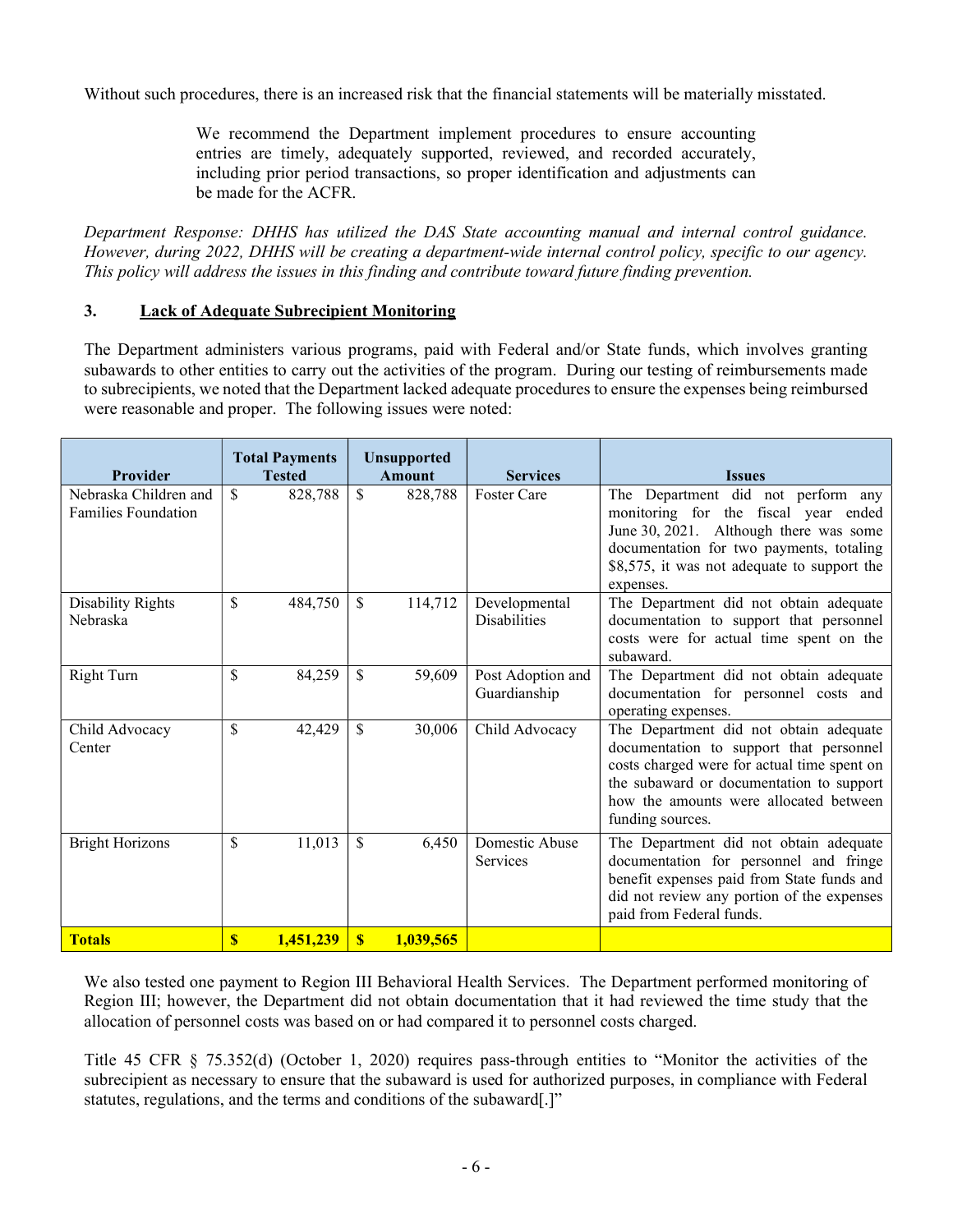Without such procedures, there is an increased risk that the financial statements will be materially misstated.

> We recommend the Department implement procedures to ensure accounting entries are timely, adequately supported, reviewed, and recorded accurately, including prior period transactions, so proper identification and adjustments can be made for the ACFR.

*Department Response: DHHS has utilized the DAS State accounting manual and internal control guidance. However, during 2022, DHHS will be creating a department-wide internal control policy, specific to our agency. This policy will address the issues in this finding and contribute toward future finding prevention.*

### 3. Lack of Adequate Subrecipient Monitoring

The Department administers various programs, paid with Federal and/or State funds, which involves granting subawards to other entities to carry out the activities of the program. During our testing of reimbursements made to subrecipients, we noted that the Department lacked adequate procedures to ensure the expenses being reimbursed were reasonable and proper. The following issues were noted:

| Provider | Total Payments Tested | Unsupported Amount | Services | Issues |
|---|---|---|---|---|
| Nebraska Children and Families Foundation | $ 828,788 | $ 828,788 | Foster Care | The Department did not perform any monitoring for the fiscal year ended June 30, 2021. Although there was some documentation for two payments, totaling $8,575, it was not adequate to support the expenses. |
| Disability Rights Nebraska | $ 484,750 | $ 114,712 | Developmental Disabilities | The Department did not obtain adequate documentation to support that personnel costs were for actual time spent on the subaward. |
| Right Turn | $ 84,259 | $ 59,609 | Post Adoption and Guardianship | The Department did not obtain adequate documentation for personnel costs and operating expenses. |
| Child Advocacy Center | $ 42,429 | $ 30,006 | Child Advocacy | The Department did not obtain adequate documentation to support that personnel costs charged were for actual time spent on the subaward or documentation to support how the amounts were allocated between funding sources. |
| Bright Horizons | $ 11,013 | $ 6,450 | Domestic Abuse Services | The Department did not obtain adequate documentation for personnel and fringe benefit expenses paid from State funds and did not review any portion of the expenses paid from Federal funds. |
| **Totals** | **$ 1,451,239** | **$ 1,039,565** | | |

We also tested one payment to Region III Behavioral Health Services. The Department performed monitoring of Region III; however, the Department did not obtain documentation that it had reviewed the time study that the allocation of personnel costs was based on or had compared it to personnel costs charged.

Title 45 CFR § 75.352(d) (October 1, 2020) requires pass-through entities to "Monitor the activities of the subrecipient as necessary to ensure that the subaward is used for authorized purposes, in compliance with Federal statutes, regulations, and the terms and conditions of the subaward[.]"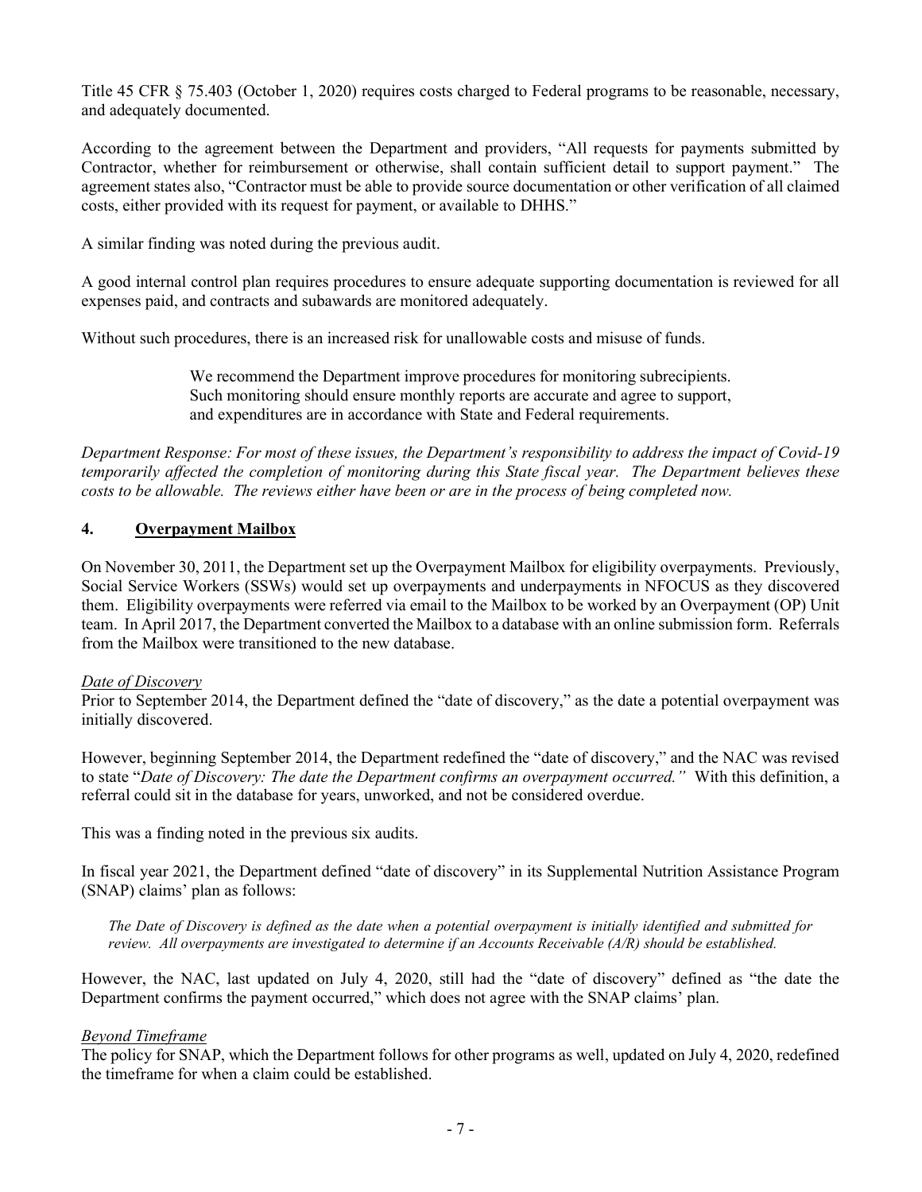Title 45 CFR § 75.403 (October 1, 2020) requires costs charged to Federal programs to be reasonable, necessary, and adequately documented.

According to the agreement between the Department and providers, "All requests for payments submitted by Contractor, whether for reimbursement or otherwise, shall contain sufficient detail to support payment." The agreement states also, "Contractor must be able to provide source documentation or other verification of all claimed costs, either provided with its request for payment, or available to DHHS."

A similar finding was noted during the previous audit.

A good internal control plan requires procedures to ensure adequate supporting documentation is reviewed for all expenses paid, and contracts and subawards are monitored adequately.

Without such procedures, there is an increased risk for unallowable costs and misuse of funds.

> We recommend the Department improve procedures for monitoring subrecipients. Such monitoring should ensure monthly reports are accurate and agree to support, and expenditures are in accordance with State and Federal requirements.

*Department Response: For most of these issues, the Department's responsibility to address the impact of Covid-19 temporarily affected the completion of monitoring during this State fiscal year. The Department believes these costs to be allowable. The reviews either have been or are in the process of being completed now.*

## 4. Overpayment Mailbox

On November 30, 2011, the Department set up the Overpayment Mailbox for eligibility overpayments. Previously, Social Service Workers (SSWs) would set up overpayments and underpayments in NFOCUS as they discovered them. Eligibility overpayments were referred via email to the Mailbox to be worked by an Overpayment (OP) Unit team. In April 2017, the Department converted the Mailbox to a database with an online submission form. Referrals from the Mailbox were transitioned to the new database.

*Date of Discovery*

Prior to September 2014, the Department defined the "date of discovery," as the date a potential overpayment was initially discovered.

However, beginning September 2014, the Department redefined the "date of discovery," and the NAC was revised to state "*Date of Discovery: The date the Department confirms an overpayment occurred.*" With this definition, a referral could sit in the database for years, unworked, and not be considered overdue.

This was a finding noted in the previous six audits.

In fiscal year 2021, the Department defined "date of discovery" in its Supplemental Nutrition Assistance Program (SNAP) claims' plan as follows:

> *The Date of Discovery is defined as the date when a potential overpayment is initially identified and submitted for review. All overpayments are investigated to determine if an Accounts Receivable (A/R) should be established.*

However, the NAC, last updated on July 4, 2020, still had the "date of discovery" defined as "the date the Department confirms the payment occurred," which does not agree with the SNAP claims' plan.

*Beyond Timeframe*

The policy for SNAP, which the Department follows for other programs as well, updated on July 4, 2020, redefined the timeframe for when a claim could be established.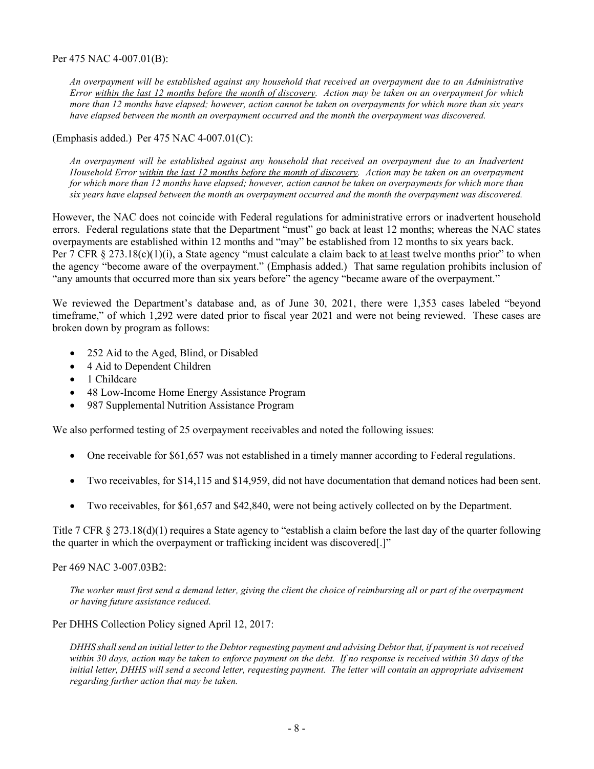Per 475 NAC 4-007.01(B):

> *An overpayment will be established against any household that received an overpayment due to an Administrative Error <u>within the last 12 months before the month of discovery</u>. Action may be taken on an overpayment for which more than 12 months have elapsed; however, action cannot be taken on overpayments for which more than six years have elapsed between the month an overpayment occurred and the month the overpayment was discovered.*

(Emphasis added.) Per 475 NAC 4-007.01(C):

> *An overpayment will be established against any household that received an overpayment due to an Inadvertent Household Error <u>within the last 12 months before the month of discovery</u>. Action may be taken on an overpayment for which more than 12 months have elapsed; however, action cannot be taken on overpayments for which more than six years have elapsed between the month an overpayment occurred and the month the overpayment was discovered.*

However, the NAC does not coincide with Federal regulations for administrative errors or inadvertent household errors. Federal regulations state that the Department "must" go back at least 12 months; whereas the NAC states overpayments are established within 12 months and "may" be established from 12 months to six years back. Per 7 CFR § 273.18(c)(1)(i), a State agency "must calculate a claim back to <u>at least</u> twelve months prior" to when the agency "become aware of the overpayment." (Emphasis added.) That same regulation prohibits inclusion of "any amounts that occurred more than six years before" the agency "became aware of the overpayment."

We reviewed the Department's database and, as of June 30, 2021, there were 1,353 cases labeled "beyond timeframe," of which 1,292 were dated prior to fiscal year 2021 and were not being reviewed. These cases are broken down by program as follows:

- 252 Aid to the Aged, Blind, or Disabled
- 4 Aid to Dependent Children
- 1 Childcare
- 48 Low-Income Home Energy Assistance Program
- 987 Supplemental Nutrition Assistance Program

We also performed testing of 25 overpayment receivables and noted the following issues:

- One receivable for $61,657 was not established in a timely manner according to Federal regulations.
- Two receivables, for $14,115 and $14,959, did not have documentation that demand notices had been sent.
- Two receivables, for $61,657 and $42,840, were not being actively collected on by the Department.

Title 7 CFR § 273.18(d)(1) requires a State agency to "establish a claim before the last day of the quarter following the quarter in which the overpayment or trafficking incident was discovered[.]"

Per 469 NAC 3-007.03B2:

> *The worker must first send a demand letter, giving the client the choice of reimbursing all or part of the overpayment or having future assistance reduced.*

Per DHHS Collection Policy signed April 12, 2017:

> *DHHS shall send an initial letter to the Debtor requesting payment and advising Debtor that, if payment is not received within 30 days, action may be taken to enforce payment on the debt. If no response is received within 30 days of the initial letter, DHHS will send a second letter, requesting payment. The letter will contain an appropriate advisement regarding further action that may be taken.*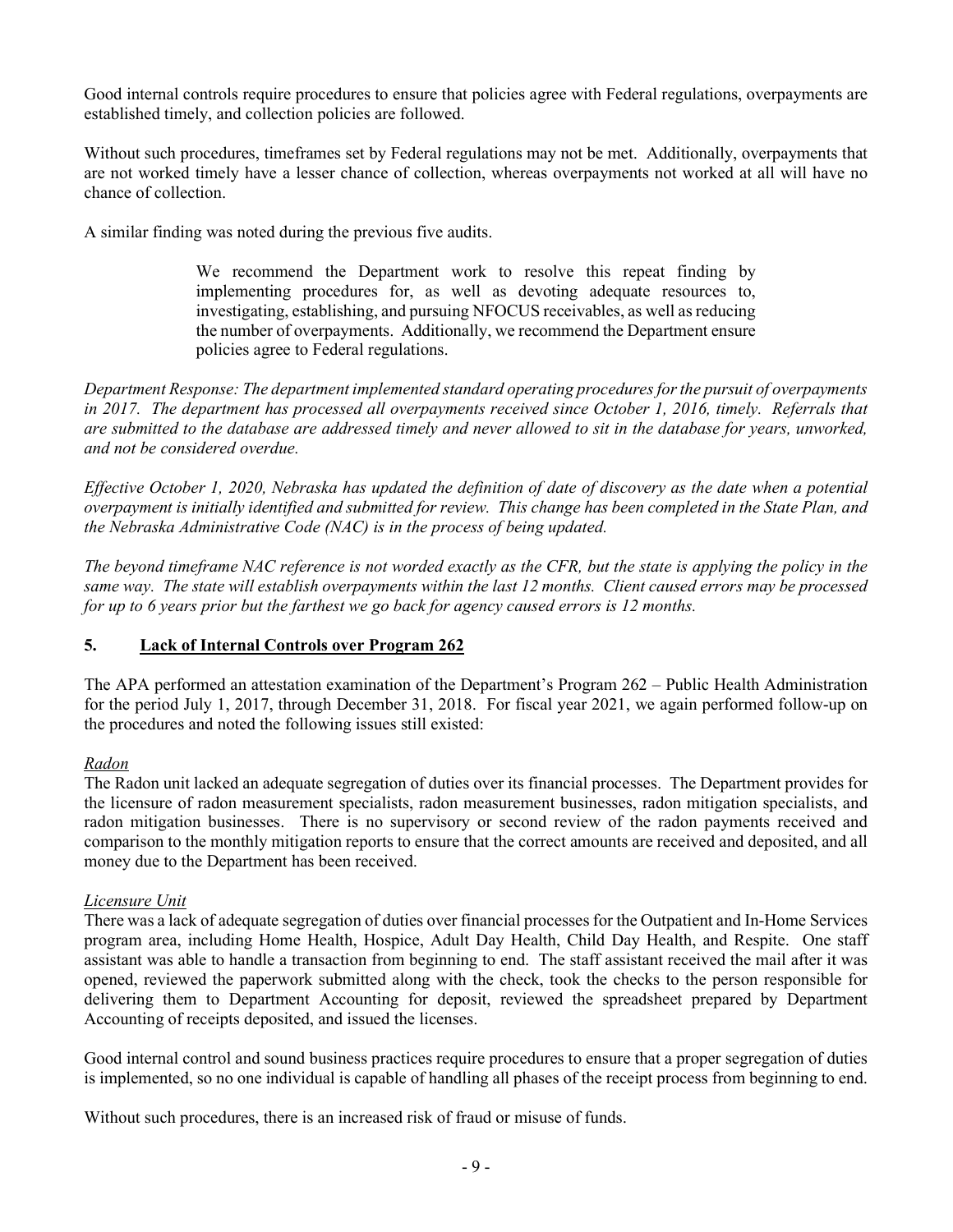Good internal controls require procedures to ensure that policies agree with Federal regulations, overpayments are established timely, and collection policies are followed.

Without such procedures, timeframes set by Federal regulations may not be met. Additionally, overpayments that are not worked timely have a lesser chance of collection, whereas overpayments not worked at all will have no chance of collection.

A similar finding was noted during the previous five audits.

> We recommend the Department work to resolve this repeat finding by implementing procedures for, as well as devoting adequate resources to, investigating, establishing, and pursuing NFOCUS receivables, as well as reducing the number of overpayments. Additionally, we recommend the Department ensure policies agree to Federal regulations.

*Department Response: The department implemented standard operating procedures for the pursuit of overpayments in 2017. The department has processed all overpayments received since October 1, 2016, timely. Referrals that are submitted to the database are addressed timely and never allowed to sit in the database for years, unworked, and not be considered overdue.*

*Effective October 1, 2020, Nebraska has updated the definition of date of discovery as the date when a potential overpayment is initially identified and submitted for review. This change has been completed in the State Plan, and the Nebraska Administrative Code (NAC) is in the process of being updated.*

*The beyond timeframe NAC reference is not worded exactly as the CFR, but the state is applying the policy in the same way. The state will establish overpayments within the last 12 months. Client caused errors may be processed for up to 6 years prior but the farthest we go back for agency caused errors is 12 months.*

## 5. Lack of Internal Controls over Program 262

The APA performed an attestation examination of the Department's Program 262 – Public Health Administration for the period July 1, 2017, through December 31, 2018. For fiscal year 2021, we again performed follow-up on the procedures and noted the following issues still existed:

*Radon*

The Radon unit lacked an adequate segregation of duties over its financial processes. The Department provides for the licensure of radon measurement specialists, radon measurement businesses, radon mitigation specialists, and radon mitigation businesses. There is no supervisory or second review of the radon payments received and comparison to the monthly mitigation reports to ensure that the correct amounts are received and deposited, and all money due to the Department has been received.

*Licensure Unit*

There was a lack of adequate segregation of duties over financial processes for the Outpatient and In-Home Services program area, including Home Health, Hospice, Adult Day Health, Child Day Health, and Respite. One staff assistant was able to handle a transaction from beginning to end. The staff assistant received the mail after it was opened, reviewed the paperwork submitted along with the check, took the checks to the person responsible for delivering them to Department Accounting for deposit, reviewed the spreadsheet prepared by Department Accounting of receipts deposited, and issued the licenses.

Good internal control and sound business practices require procedures to ensure that a proper segregation of duties is implemented, so no one individual is capable of handling all phases of the receipt process from beginning to end.

Without such procedures, there is an increased risk of fraud or misuse of funds.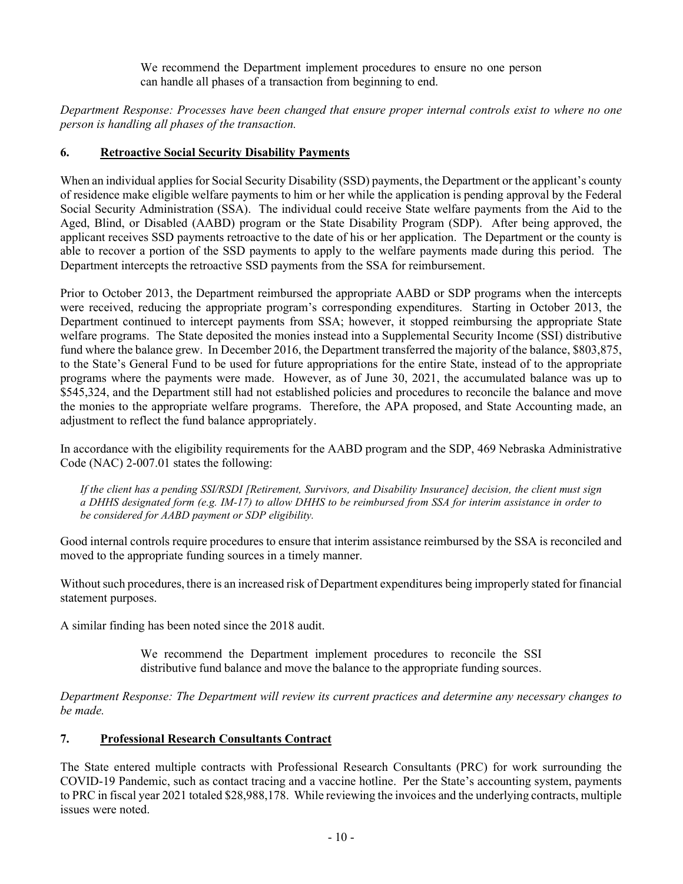> We recommend the Department implement procedures to ensure no one person can handle all phases of a transaction from beginning to end.

*Department Response: Processes have been changed that ensure proper internal controls exist to where no one person is handling all phases of the transaction.*

## 6. Retroactive Social Security Disability Payments

When an individual applies for Social Security Disability (SSD) payments, the Department or the applicant's county of residence make eligible welfare payments to him or her while the application is pending approval by the Federal Social Security Administration (SSA). The individual could receive State welfare payments from the Aid to the Aged, Blind, or Disabled (AABD) program or the State Disability Program (SDP). After being approved, the applicant receives SSD payments retroactive to the date of his or her application. The Department or the county is able to recover a portion of the SSD payments to apply to the welfare payments made during this period. The Department intercepts the retroactive SSD payments from the SSA for reimbursement.

Prior to October 2013, the Department reimbursed the appropriate AABD or SDP programs when the intercepts were received, reducing the appropriate program's corresponding expenditures. Starting in October 2013, the Department continued to intercept payments from SSA; however, it stopped reimbursing the appropriate State welfare programs. The State deposited the monies instead into a Supplemental Security Income (SSI) distributive fund where the balance grew. In December 2016, the Department transferred the majority of the balance, $803,875, to the State's General Fund to be used for future appropriations for the entire State, instead of to the appropriate programs where the payments were made. However, as of June 30, 2021, the accumulated balance was up to $545,324, and the Department still had not established policies and procedures to reconcile the balance and move the monies to the appropriate welfare programs. Therefore, the APA proposed, and State Accounting made, an adjustment to reflect the fund balance appropriately.

In accordance with the eligibility requirements for the AABD program and the SDP, 469 Nebraska Administrative Code (NAC) 2-007.01 states the following:

> *If the client has a pending SSI/RSDI [Retirement, Survivors, and Disability Insurance] decision, the client must sign a DHHS designated form (e.g. IM-17) to allow DHHS to be reimbursed from SSA for interim assistance in order to be considered for AABD payment or SDP eligibility.*

Good internal controls require procedures to ensure that interim assistance reimbursed by the SSA is reconciled and moved to the appropriate funding sources in a timely manner.

Without such procedures, there is an increased risk of Department expenditures being improperly stated for financial statement purposes.

A similar finding has been noted since the 2018 audit.

> We recommend the Department implement procedures to reconcile the SSI distributive fund balance and move the balance to the appropriate funding sources.

*Department Response: The Department will review its current practices and determine any necessary changes to be made.*

## 7. Professional Research Consultants Contract

The State entered multiple contracts with Professional Research Consultants (PRC) for work surrounding the COVID-19 Pandemic, such as contact tracing and a vaccine hotline. Per the State's accounting system, payments to PRC in fiscal year 2021 totaled $28,988,178. While reviewing the invoices and the underlying contracts, multiple issues were noted.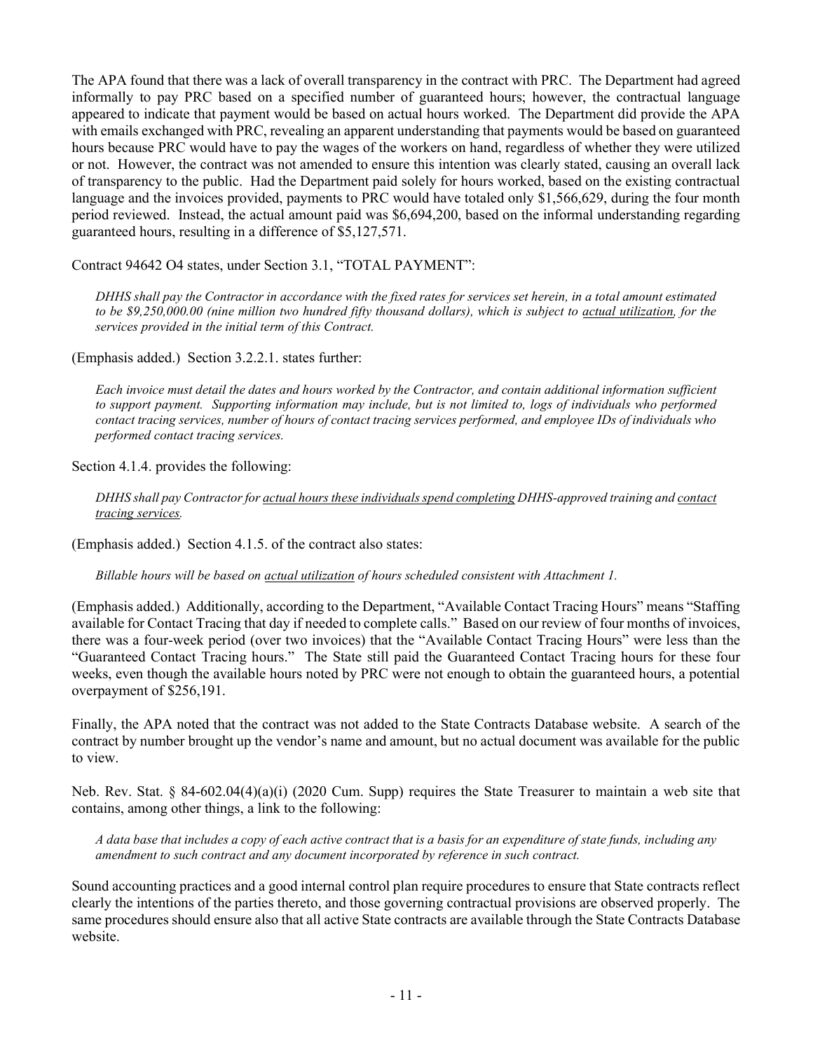The APA found that there was a lack of overall transparency in the contract with PRC. The Department had agreed informally to pay PRC based on a specified number of guaranteed hours; however, the contractual language appeared to indicate that payment would be based on actual hours worked. The Department did provide the APA with emails exchanged with PRC, revealing an apparent understanding that payments would be based on guaranteed hours because PRC would have to pay the wages of the workers on hand, regardless of whether they were utilized or not. However, the contract was not amended to ensure this intention was clearly stated, causing an overall lack of transparency to the public. Had the Department paid solely for hours worked, based on the existing contractual language and the invoices provided, payments to PRC would have totaled only $1,566,629, during the four month period reviewed. Instead, the actual amount paid was $6,694,200, based on the informal understanding regarding guaranteed hours, resulting in a difference of $5,127,571.

Contract 94642 O4 states, under Section 3.1, "TOTAL PAYMENT":

> *DHHS shall pay the Contractor in accordance with the fixed rates for services set herein, in a total amount estimated to be $9,250,000.00 (nine million two hundred fifty thousand dollars), which is subject to <u>actual utilization</u>, for the services provided in the initial term of this Contract.*

(Emphasis added.) Section 3.2.2.1. states further:

> *Each invoice must detail the dates and hours worked by the Contractor, and contain additional information sufficient to support payment. Supporting information may include, but is not limited to, logs of individuals who performed contact tracing services, number of hours of contact tracing services performed, and employee IDs of individuals who performed contact tracing services.*

Section 4.1.4. provides the following:

> *DHHS shall pay Contractor for <u>actual hours these individuals spend completing</u> DHHS-approved training and <u>contact tracing services</u>.*

(Emphasis added.) Section 4.1.5. of the contract also states:

> *Billable hours will be based on <u>actual utilization</u> of hours scheduled consistent with Attachment 1.*

(Emphasis added.) Additionally, according to the Department, "Available Contact Tracing Hours" means "Staffing available for Contact Tracing that day if needed to complete calls." Based on our review of four months of invoices, there was a four-week period (over two invoices) that the "Available Contact Tracing Hours" were less than the "Guaranteed Contact Tracing hours." The State still paid the Guaranteed Contact Tracing hours for these four weeks, even though the available hours noted by PRC were not enough to obtain the guaranteed hours, a potential overpayment of $256,191.

Finally, the APA noted that the contract was not added to the State Contracts Database website. A search of the contract by number brought up the vendor's name and amount, but no actual document was available for the public to view.

Neb. Rev. Stat. § 84-602.04(4)(a)(i) (2020 Cum. Supp) requires the State Treasurer to maintain a web site that contains, among other things, a link to the following:

> *A data base that includes a copy of each active contract that is a basis for an expenditure of state funds, including any amendment to such contract and any document incorporated by reference in such contract.*

Sound accounting practices and a good internal control plan require procedures to ensure that State contracts reflect clearly the intentions of the parties thereto, and those governing contractual provisions are observed properly. The same procedures should ensure also that all active State contracts are available through the State Contracts Database website.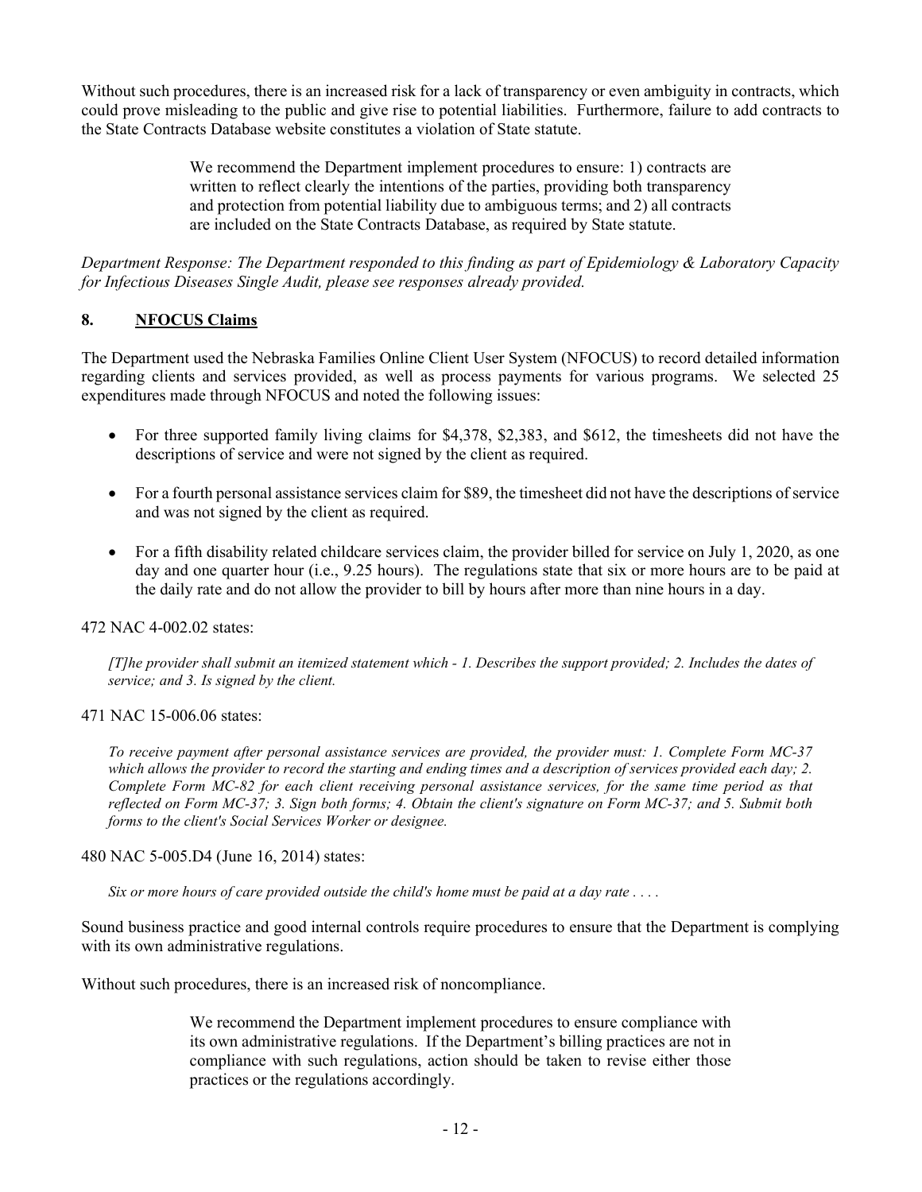Without such procedures, there is an increased risk for a lack of transparency or even ambiguity in contracts, which could prove misleading to the public and give rise to potential liabilities. Furthermore, failure to add contracts to the State Contracts Database website constitutes a violation of State statute.

> We recommend the Department implement procedures to ensure: 1) contracts are written to reflect clearly the intentions of the parties, providing both transparency and protection from potential liability due to ambiguous terms; and 2) all contracts are included on the State Contracts Database, as required by State statute.

*Department Response: The Department responded to this finding as part of Epidemiology & Laboratory Capacity for Infectious Diseases Single Audit, please see responses already provided.*

## 8. NFOCUS Claims

The Department used the Nebraska Families Online Client User System (NFOCUS) to record detailed information regarding clients and services provided, as well as process payments for various programs. We selected 25 expenditures made through NFOCUS and noted the following issues:

- For three supported family living claims for $4,378, $2,383, and $612, the timesheets did not have the descriptions of service and were not signed by the client as required.
- For a fourth personal assistance services claim for $89, the timesheet did not have the descriptions of service and was not signed by the client as required.
- For a fifth disability related childcare services claim, the provider billed for service on July 1, 2020, as one day and one quarter hour (i.e., 9.25 hours). The regulations state that six or more hours are to be paid at the daily rate and do not allow the provider to bill by hours after more than nine hours in a day.

472 NAC 4-002.02 states:

> *[T]he provider shall submit an itemized statement which - 1. Describes the support provided; 2. Includes the dates of service; and 3. Is signed by the client.*

471 NAC 15-006.06 states:

> *To receive payment after personal assistance services are provided, the provider must: 1. Complete Form MC-37 which allows the provider to record the starting and ending times and a description of services provided each day; 2. Complete Form MC-82 for each client receiving personal assistance services, for the same time period as that reflected on Form MC-37; 3. Sign both forms; 4. Obtain the client's signature on Form MC-37; and 5. Submit both forms to the client's Social Services Worker or designee.*

480 NAC 5-005.D4 (June 16, 2014) states:

> *Six or more hours of care provided outside the child's home must be paid at a day rate . . . .*

Sound business practice and good internal controls require procedures to ensure that the Department is complying with its own administrative regulations.

Without such procedures, there is an increased risk of noncompliance.

> We recommend the Department implement procedures to ensure compliance with its own administrative regulations. If the Department's billing practices are not in compliance with such regulations, action should be taken to revise either those practices or the regulations accordingly.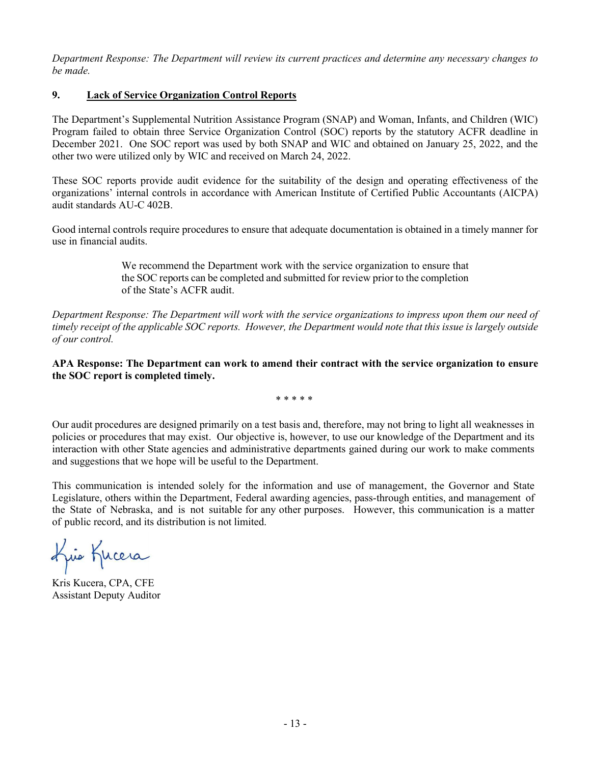*Department Response: The Department will review its current practices and determine any necessary changes to be made.*

## 9. Lack of Service Organization Control Reports

The Department's Supplemental Nutrition Assistance Program (SNAP) and Woman, Infants, and Children (WIC) Program failed to obtain three Service Organization Control (SOC) reports by the statutory ACFR deadline in December 2021. One SOC report was used by both SNAP and WIC and obtained on January 25, 2022, and the other two were utilized only by WIC and received on March 24, 2022.

These SOC reports provide audit evidence for the suitability of the design and operating effectiveness of the organizations' internal controls in accordance with American Institute of Certified Public Accountants (AICPA) audit standards AU-C 402B.

Good internal controls require procedures to ensure that adequate documentation is obtained in a timely manner for use in financial audits.

> We recommend the Department work with the service organization to ensure that the SOC reports can be completed and submitted for review prior to the completion of the State's ACFR audit.

*Department Response: The Department will work with the service organizations to impress upon them our need of timely receipt of the applicable SOC reports. However, the Department would note that this issue is largely outside of our control.*

**APA Response: The Department can work to amend their contract with the service organization to ensure the SOC report is completed timely.**

\* \* \* \* \*

Our audit procedures are designed primarily on a test basis and, therefore, may not bring to light all weaknesses in policies or procedures that may exist. Our objective is, however, to use our knowledge of the Department and its interaction with other State agencies and administrative departments gained during our work to make comments and suggestions that we hope will be useful to the Department.

This communication is intended solely for the information and use of management, the Governor and State Legislature, others within the Department, Federal awarding agencies, pass-through entities, and management of the State of Nebraska, and is not suitable for any other purposes. However, this communication is a matter of public record, and its distribution is not limited.

Kris Kucera

Kris Kucera, CPA, CFE
Assistant Deputy Auditor